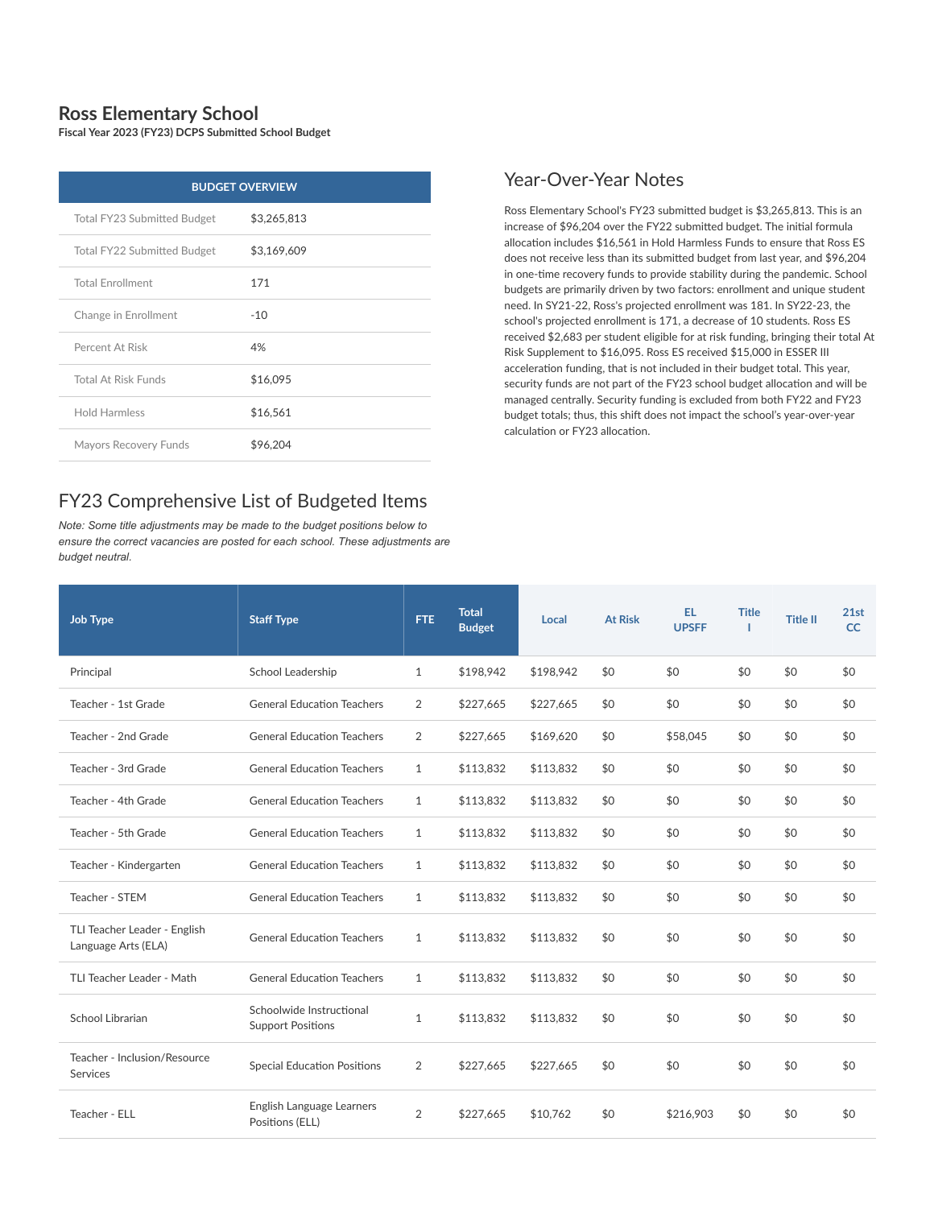# Ross Elementary School

**Fiscal Year 2023 (FY23) DCPS Submitted School Budget**

| BUDGET OVERVIEW | |
|---|---|
| Total FY23 Submitted Budget | $3,265,813 |
| Total FY22 Submitted Budget | $3,169,609 |
| Total Enrollment | 171 |
| Change in Enrollment | -10 |
| Percent At Risk | 4% |
| Total At Risk Funds | $16,095 |
| Hold Harmless | $16,561 |
| Mayors Recovery Funds | $96,204 |

## Year-Over-Year Notes

Ross Elementary School's FY23 submitted budget is $3,265,813. This is an increase of $96,204 over the FY22 submitted budget. The initial formula allocation includes $16,561 in Hold Harmless Funds to ensure that Ross ES does not receive less than its submitted budget from last year, and $96,204 in one-time recovery funds to provide stability during the pandemic. School budgets are primarily driven by two factors: enrollment and unique student need. In SY21-22, Ross's projected enrollment was 181. In SY22-23, the school's projected enrollment is 171, a decrease of 10 students. Ross ES received $2,683 per student eligible for at risk funding, bringing their total At Risk Supplement to $16,095. Ross ES received $15,000 in ESSER III acceleration funding, that is not included in their budget total. This year, security funds are not part of the FY23 school budget allocation and will be managed centrally. Security funding is excluded from both FY22 and FY23 budget totals; thus, this shift does not impact the school's year-over-year calculation or FY23 allocation.

## FY23 Comprehensive List of Budgeted Items

*Note: Some title adjustments may be made to the budget positions below to ensure the correct vacancies are posted for each school. These adjustments are budget neutral.*

| Job Type | Staff Type | FTE | Total Budget | Local | At Risk | EL UPSFF | Title I | Title II | 21st CC |
|---|---|---|---|---|---|---|---|---|---|
| Principal | School Leadership | 1 | $198,942 | $198,942 | $0 | $0 | $0 | $0 | $0 |
| Teacher - 1st Grade | General Education Teachers | 2 | $227,665 | $227,665 | $0 | $0 | $0 | $0 | $0 |
| Teacher - 2nd Grade | General Education Teachers | 2 | $227,665 | $169,620 | $0 | $58,045 | $0 | $0 | $0 |
| Teacher - 3rd Grade | General Education Teachers | 1 | $113,832 | $113,832 | $0 | $0 | $0 | $0 | $0 |
| Teacher - 4th Grade | General Education Teachers | 1 | $113,832 | $113,832 | $0 | $0 | $0 | $0 | $0 |
| Teacher - 5th Grade | General Education Teachers | 1 | $113,832 | $113,832 | $0 | $0 | $0 | $0 | $0 |
| Teacher - Kindergarten | General Education Teachers | 1 | $113,832 | $113,832 | $0 | $0 | $0 | $0 | $0 |
| Teacher - STEM | General Education Teachers | 1 | $113,832 | $113,832 | $0 | $0 | $0 | $0 | $0 |
| TLI Teacher Leader - English Language Arts (ELA) | General Education Teachers | 1 | $113,832 | $113,832 | $0 | $0 | $0 | $0 | $0 |
| TLI Teacher Leader - Math | General Education Teachers | 1 | $113,832 | $113,832 | $0 | $0 | $0 | $0 | $0 |
| School Librarian | Schoolwide Instructional Support Positions | 1 | $113,832 | $113,832 | $0 | $0 | $0 | $0 | $0 |
| Teacher - Inclusion/Resource Services | Special Education Positions | 2 | $227,665 | $227,665 | $0 | $0 | $0 | $0 | $0 |
| Teacher - ELL | English Language Learners Positions (ELL) | 2 | $227,665 | $10,762 | $0 | $216,903 | $0 | $0 | $0 |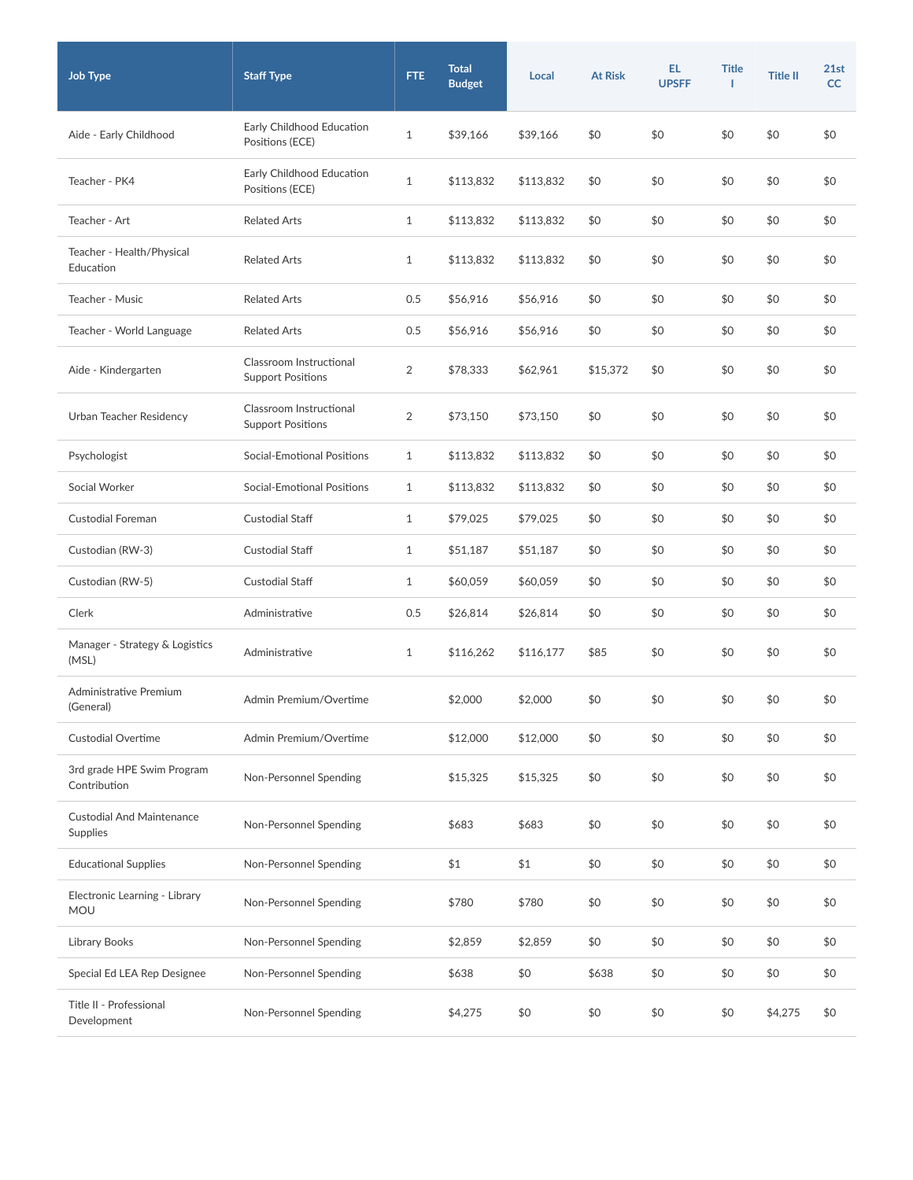| Job Type | Staff Type | FTE | Total Budget | Local | At Risk | EL UPSFF | Title I | Title II | 21st CC |
|---|---|---|---|---|---|---|---|---|---|
| Aide - Early Childhood | Early Childhood Education Positions (ECE) | 1 | $39,166 | $39,166 | $0 | $0 | $0 | $0 | $0 |
| Teacher - PK4 | Early Childhood Education Positions (ECE) | 1 | $113,832 | $113,832 | $0 | $0 | $0 | $0 | $0 |
| Teacher - Art | Related Arts | 1 | $113,832 | $113,832 | $0 | $0 | $0 | $0 | $0 |
| Teacher - Health/Physical Education | Related Arts | 1 | $113,832 | $113,832 | $0 | $0 | $0 | $0 | $0 |
| Teacher - Music | Related Arts | 0.5 | $56,916 | $56,916 | $0 | $0 | $0 | $0 | $0 |
| Teacher - World Language | Related Arts | 0.5 | $56,916 | $56,916 | $0 | $0 | $0 | $0 | $0 |
| Aide - Kindergarten | Classroom Instructional Support Positions | 2 | $78,333 | $62,961 | $15,372 | $0 | $0 | $0 | $0 |
| Urban Teacher Residency | Classroom Instructional Support Positions | 2 | $73,150 | $73,150 | $0 | $0 | $0 | $0 | $0 |
| Psychologist | Social-Emotional Positions | 1 | $113,832 | $113,832 | $0 | $0 | $0 | $0 | $0 |
| Social Worker | Social-Emotional Positions | 1 | $113,832 | $113,832 | $0 | $0 | $0 | $0 | $0 |
| Custodial Foreman | Custodial Staff | 1 | $79,025 | $79,025 | $0 | $0 | $0 | $0 | $0 |
| Custodian (RW-3) | Custodial Staff | 1 | $51,187 | $51,187 | $0 | $0 | $0 | $0 | $0 |
| Custodian (RW-5) | Custodial Staff | 1 | $60,059 | $60,059 | $0 | $0 | $0 | $0 | $0 |
| Clerk | Administrative | 0.5 | $26,814 | $26,814 | $0 | $0 | $0 | $0 | $0 |
| Manager - Strategy & Logistics (MSL) | Administrative | 1 | $116,262 | $116,177 | $85 | $0 | $0 | $0 | $0 |
| Administrative Premium (General) | Admin Premium/Overtime | | $2,000 | $2,000 | $0 | $0 | $0 | $0 | $0 |
| Custodial Overtime | Admin Premium/Overtime | | $12,000 | $12,000 | $0 | $0 | $0 | $0 | $0 |
| 3rd grade HPE Swim Program Contribution | Non-Personnel Spending | | $15,325 | $15,325 | $0 | $0 | $0 | $0 | $0 |
| Custodial And Maintenance Supplies | Non-Personnel Spending | | $683 | $683 | $0 | $0 | $0 | $0 | $0 |
| Educational Supplies | Non-Personnel Spending | | $1 | $1 | $0 | $0 | $0 | $0 | $0 |
| Electronic Learning - Library MOU | Non-Personnel Spending | | $780 | $780 | $0 | $0 | $0 | $0 | $0 |
| Library Books | Non-Personnel Spending | | $2,859 | $2,859 | $0 | $0 | $0 | $0 | $0 |
| Special Ed LEA Rep Designee | Non-Personnel Spending | | $638 | $0 | $638 | $0 | $0 | $0 | $0 |
| Title II - Professional Development | Non-Personnel Spending | | $4,275 | $0 | $0 | $0 | $0 | $4,275 | $0 |